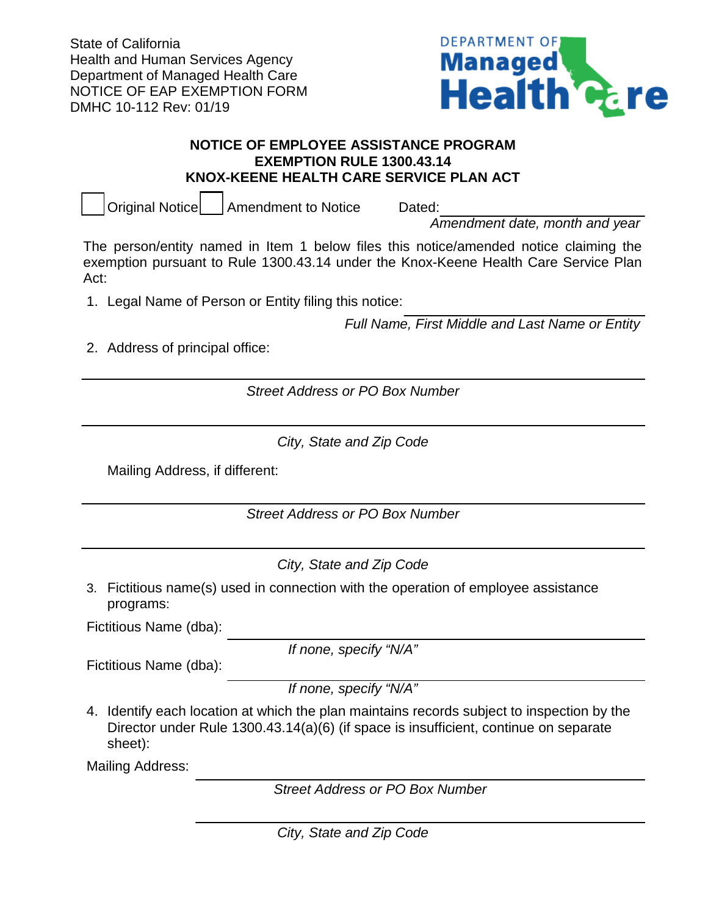State of California
Health and Human Services Agency
Department of Managed Health Care
NOTICE OF EAP EXEMPTION FORM
DMHC 10-112 Rev: 01/19

DEPARTMENT OF Managed Health Care

**NOTICE OF EMPLOYEE ASSISTANCE PROGRAM**
**EXEMPTION RULE 1300.43.14**
**KNOX-KEENE HEALTH CARE SERVICE PLAN ACT**

☐ Original Notice ☐ Amendment to Notice Dated: ______________________
*Amendment date, month and year*

The person/entity named in Item 1 below files this notice/amended notice claiming the exemption pursuant to Rule 1300.43.14 under the Knox-Keene Health Care Service Plan Act:

1. Legal Name of Person or Entity filing this notice: ______________________
*Full Name, First Middle and Last Name or Entity*

2. Address of principal office:

______________________
*Street Address or PO Box Number*

______________________
*City, State and Zip Code*

Mailing Address, if different:

______________________
*Street Address or PO Box Number*

______________________
*City, State and Zip Code*

3. Fictitious name(s) used in connection with the operation of employee assistance programs:

Fictitious Name (dba): ______________________
*If none, specify "N/A"*

Fictitious Name (dba): ______________________
*If none, specify "N/A"*

4. Identify each location at which the plan maintains records subject to inspection by the Director under Rule 1300.43.14(a)(6) (if space is insufficient, continue on separate sheet):

Mailing Address: ______________________
*Street Address or PO Box Number*

______________________
*City, State and Zip Code*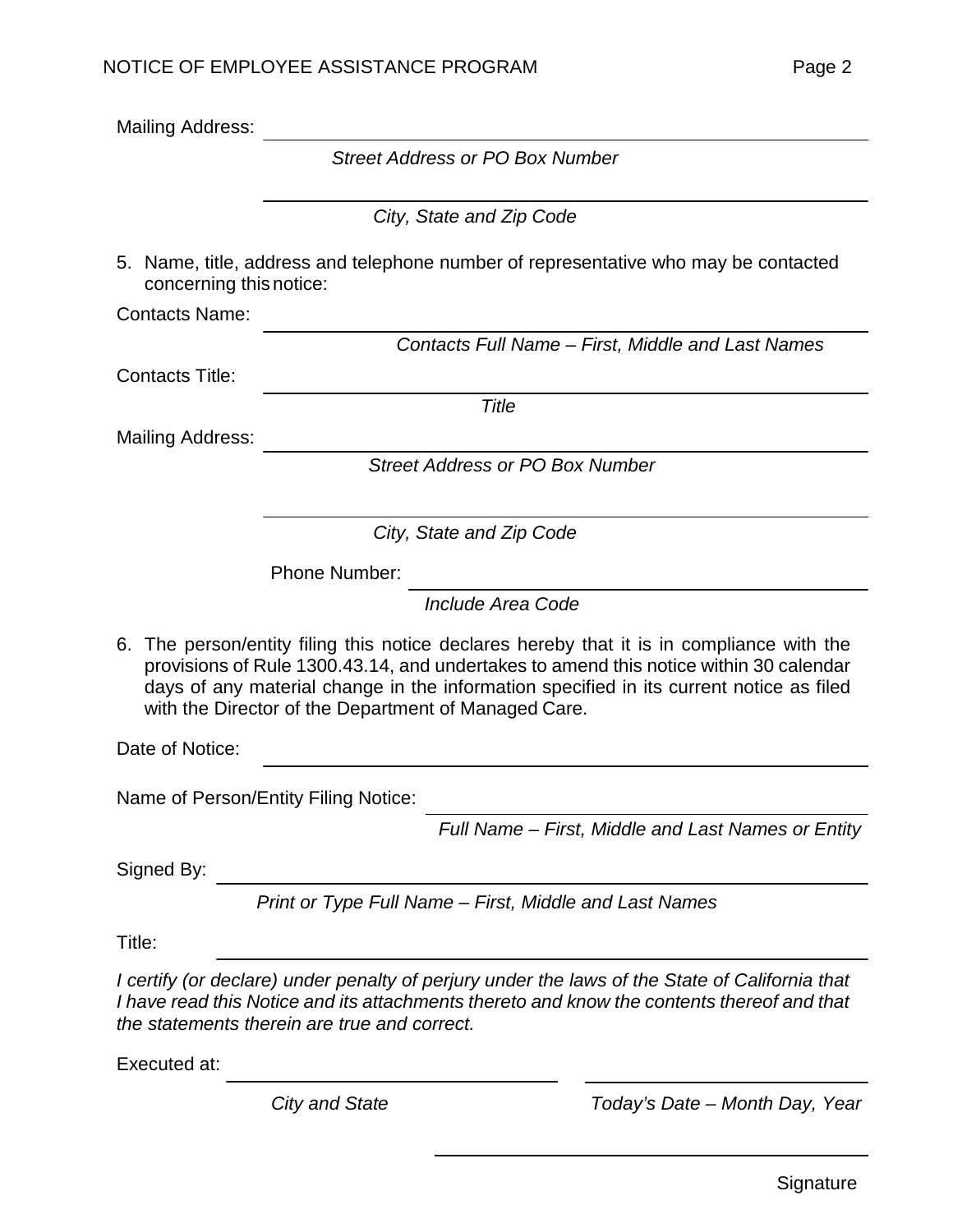Mailing Address: \_\_\_\_\_\_\_\_\_\_\_\_\_\_\_\_\_\_\_\_\_\_\_\_\_\_\_\_\_\_\_\_\_\_\_\_\_\_\_\_

*Street Address or PO Box Number*

\_\_\_\_\_\_\_\_\_\_\_\_\_\_\_\_\_\_\_\_\_\_\_\_\_\_\_\_\_\_\_\_\_\_\_\_\_\_\_\_

*City, State and Zip Code*

5. Name, title, address and telephone number of representative who may be contacted concerning this notice:

Contacts Name: \_\_\_\_\_\_\_\_\_\_\_\_\_\_\_\_\_\_\_\_\_\_\_\_\_\_\_\_\_\_\_\_\_\_\_\_\_\_\_\_

*Contacts Full Name – First, Middle and Last Names*

Contacts Title: \_\_\_\_\_\_\_\_\_\_\_\_\_\_\_\_\_\_\_\_\_\_\_\_\_\_\_\_\_\_\_\_\_\_\_\_\_\_\_\_

*Title*

Mailing Address: \_\_\_\_\_\_\_\_\_\_\_\_\_\_\_\_\_\_\_\_\_\_\_\_\_\_\_\_\_\_\_\_\_\_\_\_\_\_\_\_

*Street Address or PO Box Number*

\_\_\_\_\_\_\_\_\_\_\_\_\_\_\_\_\_\_\_\_\_\_\_\_\_\_\_\_\_\_\_\_\_\_\_\_\_\_\_\_

*City, State and Zip Code*

Phone Number: \_\_\_\_\_\_\_\_\_\_\_\_\_\_\_\_\_\_\_\_\_\_\_\_\_\_\_\_\_\_

*Include Area Code*

6. The person/entity filing this notice declares hereby that it is in compliance with the provisions of Rule 1300.43.14, and undertakes to amend this notice within 30 calendar days of any material change in the information specified in its current notice as filed with the Director of the Department of Managed Care.

Date of Notice: \_\_\_\_\_\_\_\_\_\_\_\_\_\_\_\_\_\_\_\_\_\_\_\_\_\_\_\_\_\_\_\_\_\_\_\_\_\_\_\_

Name of Person/Entity Filing Notice: \_\_\_\_\_\_\_\_\_\_\_\_\_\_\_\_\_\_\_\_\_\_\_\_\_\_\_\_\_\_

*Full Name – First, Middle and Last Names or Entity*

Signed By: \_\_\_\_\_\_\_\_\_\_\_\_\_\_\_\_\_\_\_\_\_\_\_\_\_\_\_\_\_\_\_\_\_\_\_\_\_\_\_\_

*Print or Type Full Name – First, Middle and Last Names*

Title: \_\_\_\_\_\_\_\_\_\_\_\_\_\_\_\_\_\_\_\_\_\_\_\_\_\_\_\_\_\_\_\_\_\_\_\_\_\_\_\_

*I certify (or declare) under penalty of perjury under the laws of the State of California that I have read this Notice and its attachments thereto and know the contents thereof and that the statements therein are true and correct.*

Executed at: \_\_\_\_\_\_\_\_\_\_\_\_\_\_\_\_\_\_\_\_\_\_\_\_\_\_ \_\_\_\_\_\_\_\_\_\_\_\_\_\_\_\_\_\_\_\_\_\_\_\_\_\_

*City and State* *Today's Date – Month Day, Year*

\_\_\_\_\_\_\_\_\_\_\_\_\_\_\_\_\_\_\_\_\_\_\_\_\_\_\_\_\_\_

Signature